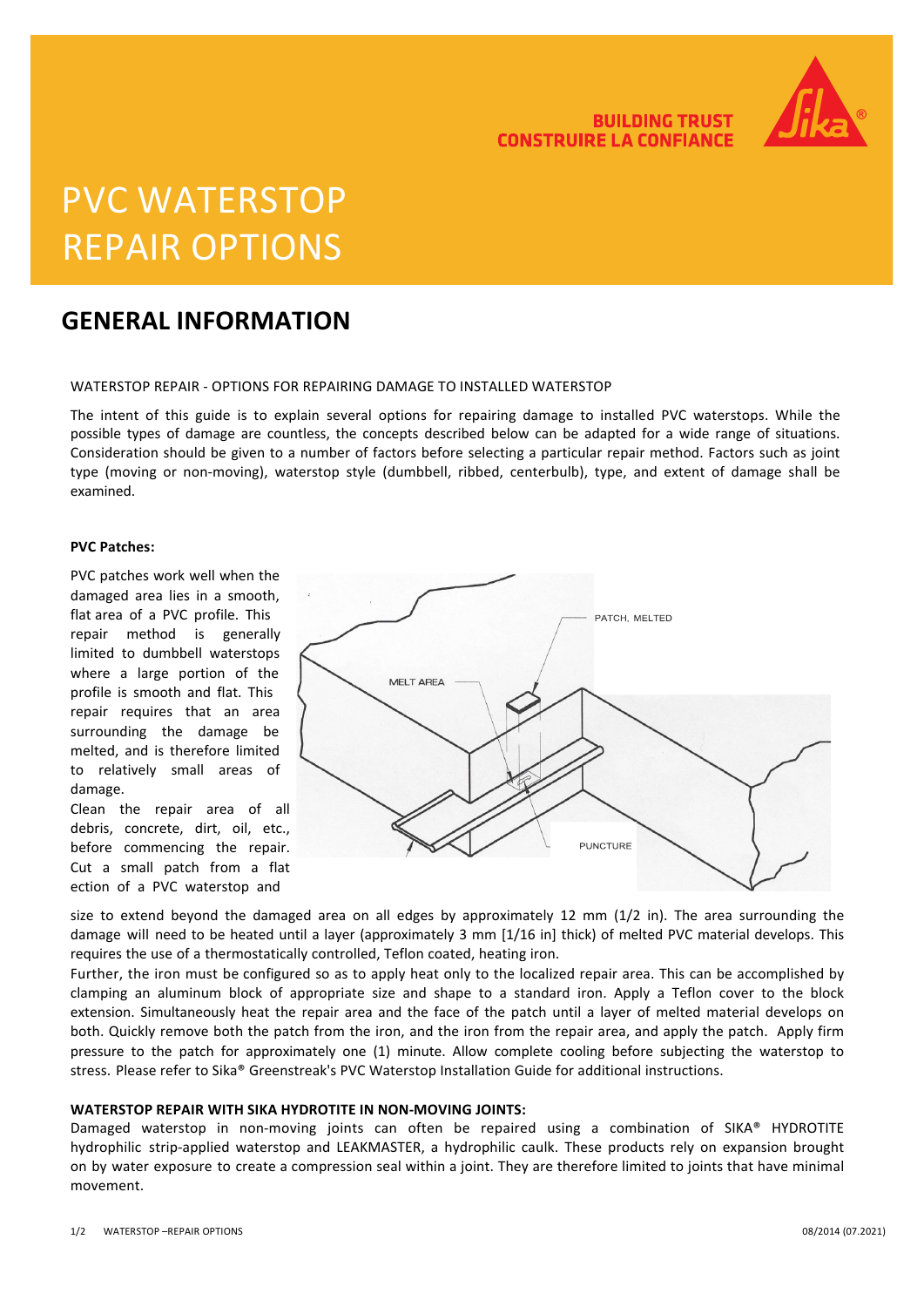# PVC WATERSTOP REPAIR OPTIONS

BUILDING TRUST
CONSTRUIRE LA CONFIANCE

## GENERAL INFORMATION

WATERSTOP REPAIR - OPTIONS FOR REPAIRING DAMAGE TO INSTALLED WATERSTOP

The intent of this guide is to explain several options for repairing damage to installed PVC waterstops. While the possible types of damage are countless, the concepts described below can be adapted for a wide range of situations. Consideration should be given to a number of factors before selecting a particular repair method. Factors such as joint type (moving or non-moving), waterstop style (dumbbell, ribbed, centerbulb), type, and extent of damage shall be examined.

**PVC Patches:**

PVC patches work well when the damaged area lies in a smooth, flat area of a PVC profile. This repair method is generally limited to dumbbell waterstops where a large portion of the profile is smooth and flat. This repair requires that an area surrounding the damage be melted, and is therefore limited to relatively small areas of damage.

Clean the repair area of all debris, concrete, dirt, oil, etc., before commencing the repair. Cut a small patch from a flat ection of a PVC waterstop and size to extend beyond the damaged area on all edges by approximately 12 mm (1/2 in). The area surrounding the damage will need to be heated until a layer (approximately 3 mm [1/16 in] thick) of melted PVC material develops. This requires the use of a thermostatically controlled, Teflon coated, heating iron.

Further, the iron must be configured so as to apply heat only to the localized repair area. This can be accomplished by clamping an aluminum block of appropriate size and shape to a standard iron. Apply a Teflon cover to the block extension. Simultaneously heat the repair area and the face of the patch until a layer of melted material develops on both. Quickly remove both the patch from the iron, and the iron from the repair area, and apply the patch. Apply firm pressure to the patch for approximately one (1) minute. Allow complete cooling before subjecting the waterstop to stress. Please refer to Sika® Greenstreak's PVC Waterstop Installation Guide for additional instructions.

**WATERSTOP REPAIR WITH SIKA HYDROTITE IN NON-MOVING JOINTS:**

Damaged waterstop in non-moving joints can often be repaired using a combination of SIKA® HYDROTITE hydrophilic strip-applied waterstop and LEAKMASTER, a hydrophilic caulk. These products rely on expansion brought on by water exposure to create a compression seal within a joint. They are therefore limited to joints that have minimal movement.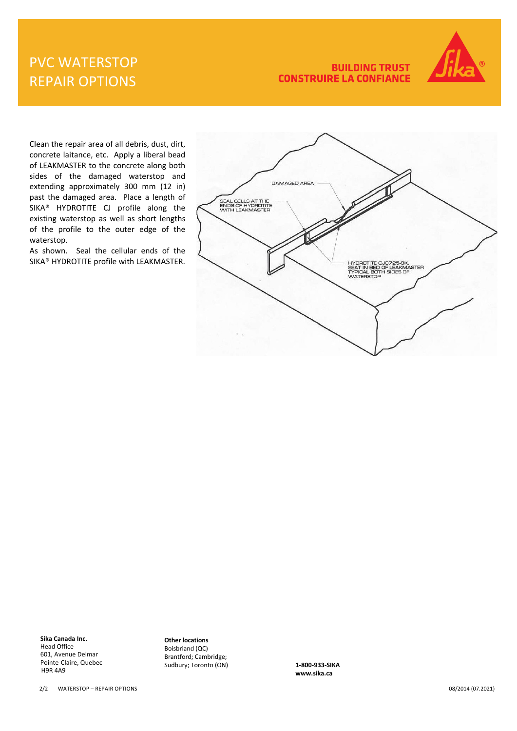# PVC WATERSTOP REPAIR OPTIONS

BUILDING TRUST
CONSTRUIRE LA CONFIANCE

Clean the repair area of all debris, dust, dirt, concrete laitance, etc. Apply a liberal bead of LEAKMASTER to the concrete along both sides of the damaged waterstop and extending approximately 300 mm (12 in) past the damaged area. Place a length of SIKA® HYDROTITE CJ profile along the existing waterstop as well as short lengths of the profile to the outer edge of the waterstop.

As shown. Seal the cellular ends of the SIKA® HYDROTITE profile with LEAKMASTER.

DAMAGED AREA

SEAL CELLS AT THE ENDS OF HYDROTITE WITH LEAKMASTER

HYDROTITE CJ0725-3K, SEAT IN BED OF LEAKMASTER TYPICAL BOTH SIDES OF WATERSTOP

**Sika Canada Inc.**
Head Office
601, Avenue Delmar
Pointe-Claire, Quebec
H9R 4A9

**Other locations**
Boisbriand (QC)
Brantford; Cambridge;
Sudbury; Toronto (ON)

**1-800-933-SIKA**
**www.sika.ca**